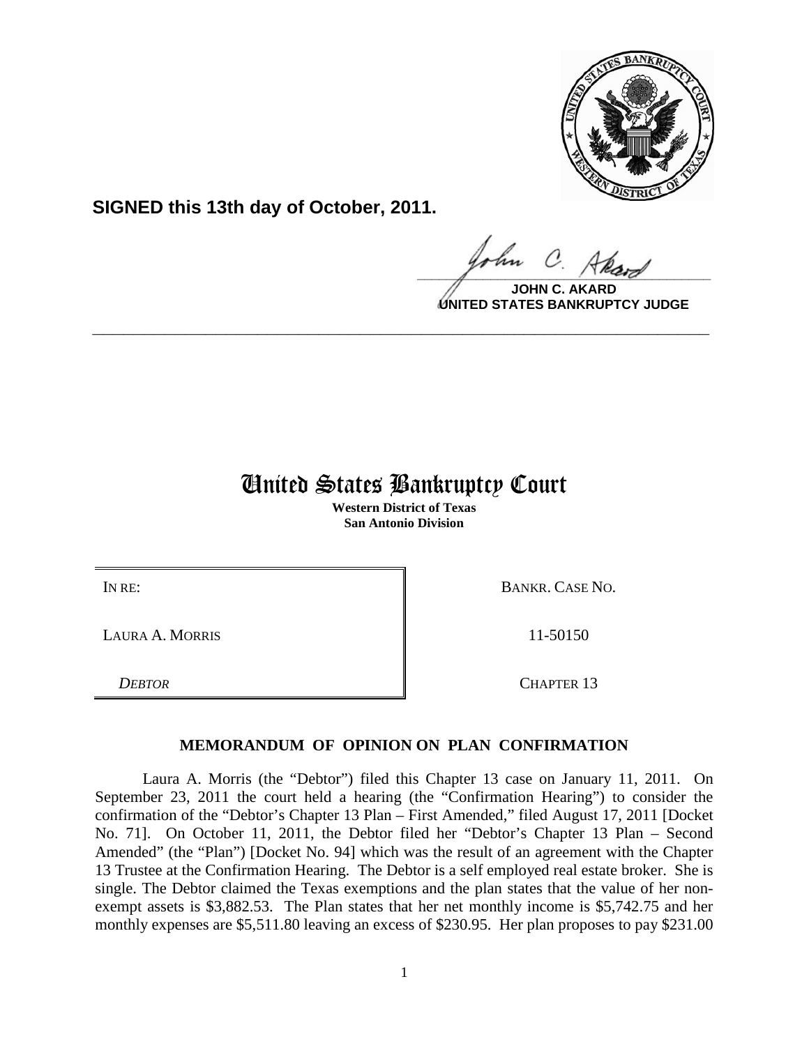**SIGNED this 13th day of October, 2011.**

**JOHN C. AKARD**
**UNITED STATES BANKRUPTCY JUDGE**

---

# United States Bankruptcy Court

**Western District of Texas**
**San Antonio Division**

| IN RE: | BANKR. CASE NO. |
|---|---|
| LAURA A. MORRIS | 11-50150 |
| *DEBTOR* | CHAPTER 13 |

## MEMORANDUM OF OPINION ON PLAN CONFIRMATION

Laura A. Morris (the "Debtor") filed this Chapter 13 case on January 11, 2011. On September 23, 2011 the court held a hearing (the "Confirmation Hearing") to consider the confirmation of the "Debtor's Chapter 13 Plan – First Amended," filed August 17, 2011 [Docket No. 71]. On October 11, 2011, the Debtor filed her "Debtor's Chapter 13 Plan – Second Amended" (the "Plan") [Docket No. 94] which was the result of an agreement with the Chapter 13 Trustee at the Confirmation Hearing. The Debtor is a self employed real estate broker. She is single. The Debtor claimed the Texas exemptions and the plan states that the value of her non-exempt assets is $3,882.53. The Plan states that her net monthly income is $5,742.75 and her monthly expenses are $5,511.80 leaving an excess of $230.95. Her plan proposes to pay $231.00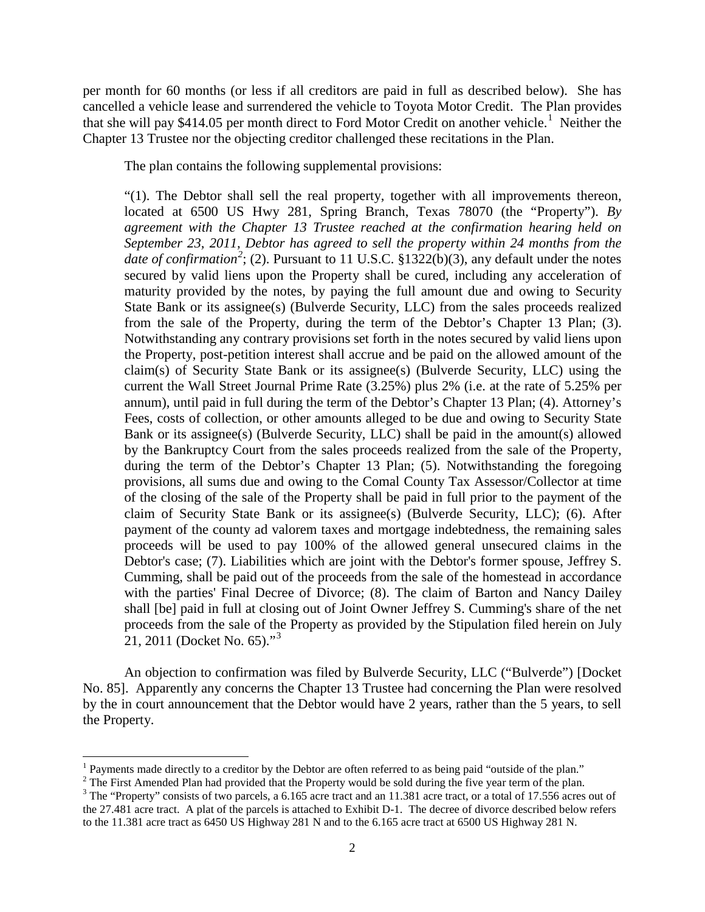per month for 60 months (or less if all creditors are paid in full as described below). She has cancelled a vehicle lease and surrendered the vehicle to Toyota Motor Credit. The Plan provides that she will pay $414.05 per month direct to Ford Motor Credit on another vehicle.[1] Neither the Chapter 13 Trustee nor the objecting creditor challenged these recitations in the Plan.

The plan contains the following supplemental provisions:

> "(1). The Debtor shall sell the real property, together with all improvements thereon, located at 6500 US Hwy 281, Spring Branch, Texas 78070 (the "Property"). *By agreement with the Chapter 13 Trustee reached at the confirmation hearing held on September 23, 2011, Debtor has agreed to sell the property within 24 months from the date of confirmation*[2]; (2). Pursuant to 11 U.S.C. §1322(b)(3), any default under the notes secured by valid liens upon the Property shall be cured, including any acceleration of maturity provided by the notes, by paying the full amount due and owing to Security State Bank or its assignee(s) (Bulverde Security, LLC) from the sales proceeds realized from the sale of the Property, during the term of the Debtor's Chapter 13 Plan; (3). Notwithstanding any contrary provisions set forth in the notes secured by valid liens upon the Property, post-petition interest shall accrue and be paid on the allowed amount of the claim(s) of Security State Bank or its assignee(s) (Bulverde Security, LLC) using the current the Wall Street Journal Prime Rate (3.25%) plus 2% (i.e. at the rate of 5.25% per annum), until paid in full during the term of the Debtor's Chapter 13 Plan; (4). Attorney's Fees, costs of collection, or other amounts alleged to be due and owing to Security State Bank or its assignee(s) (Bulverde Security, LLC) shall be paid in the amount(s) allowed by the Bankruptcy Court from the sales proceeds realized from the sale of the Property, during the term of the Debtor's Chapter 13 Plan; (5). Notwithstanding the foregoing provisions, all sums due and owing to the Comal County Tax Assessor/Collector at time of the closing of the sale of the Property shall be paid in full prior to the payment of the claim of Security State Bank or its assignee(s) (Bulverde Security, LLC); (6). After payment of the county ad valorem taxes and mortgage indebtedness, the remaining sales proceeds will be used to pay 100% of the allowed general unsecured claims in the Debtor's case; (7). Liabilities which are joint with the Debtor's former spouse, Jeffrey S. Cumming, shall be paid out of the proceeds from the sale of the homestead in accordance with the parties' Final Decree of Divorce; (8). The claim of Barton and Nancy Dailey shall [be] paid in full at closing out of Joint Owner Jeffrey S. Cumming's share of the net proceeds from the sale of the Property as provided by the Stipulation filed herein on July 21, 2011 (Docket No. 65)."[3]

An objection to confirmation was filed by Bulverde Security, LLC ("Bulverde") [Docket No. 85]. Apparently any concerns the Chapter 13 Trustee had concerning the Plan were resolved by the in court announcement that the Debtor would have 2 years, rather than the 5 years, to sell the Property.

---

[1] Payments made directly to a creditor by the Debtor are often referred to as being paid "outside of the plan."

[2] The First Amended Plan had provided that the Property would be sold during the five year term of the plan.

[3] The "Property" consists of two parcels, a 6.165 acre tract and an 11.381 acre tract, or a total of 17.556 acres out of the 27.481 acre tract. A plat of the parcels is attached to Exhibit D-1. The decree of divorce described below refers to the 11.381 acre tract as 6450 US Highway 281 N and to the 6.165 acre tract at 6500 US Highway 281 N.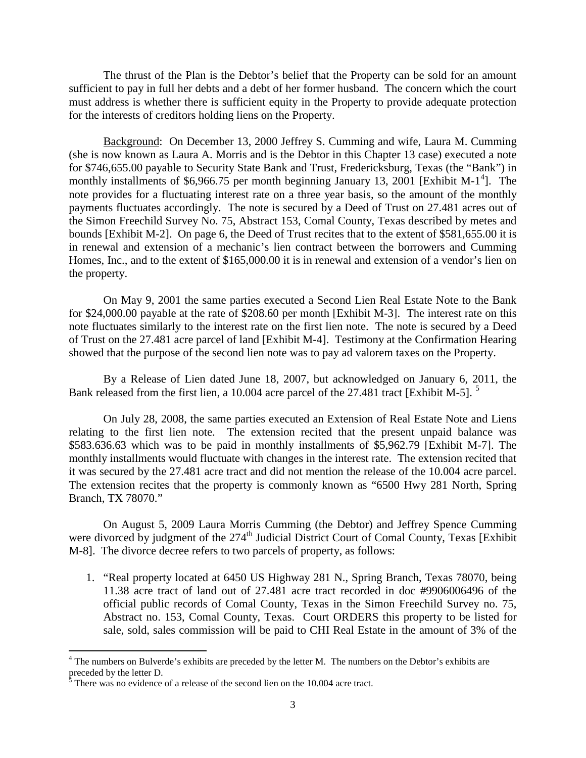The thrust of the Plan is the Debtor's belief that the Property can be sold for an amount sufficient to pay in full her debts and a debt of her former husband. The concern which the court must address is whether there is sufficient equity in the Property to provide adequate protection for the interests of creditors holding liens on the Property.

Background: On December 13, 2000 Jeffrey S. Cumming and wife, Laura M. Cumming (she is now known as Laura A. Morris and is the Debtor in this Chapter 13 case) executed a note for $746,655.00 payable to Security State Bank and Trust, Fredericksburg, Texas (the "Bank") in monthly installments of $6,966.75 per month beginning January 13, 2001 [Exhibit M-1[4]]. The note provides for a fluctuating interest rate on a three year basis, so the amount of the monthly payments fluctuates accordingly. The note is secured by a Deed of Trust on 27.481 acres out of the Simon Freechild Survey No. 75, Abstract 153, Comal County, Texas described by metes and bounds [Exhibit M-2]. On page 6, the Deed of Trust recites that to the extent of $581,655.00 it is in renewal and extension of a mechanic's lien contract between the borrowers and Cumming Homes, Inc., and to the extent of $165,000.00 it is in renewal and extension of a vendor's lien on the property.

On May 9, 2001 the same parties executed a Second Lien Real Estate Note to the Bank for $24,000.00 payable at the rate of $208.60 per month [Exhibit M-3]. The interest rate on this note fluctuates similarly to the interest rate on the first lien note. The note is secured by a Deed of Trust on the 27.481 acre parcel of land [Exhibit M-4]. Testimony at the Confirmation Hearing showed that the purpose of the second lien note was to pay ad valorem taxes on the Property.

By a Release of Lien dated June 18, 2007, but acknowledged on January 6, 2011, the Bank released from the first lien, a 10.004 acre parcel of the 27.481 tract [Exhibit M-5]. [5]

On July 28, 2008, the same parties executed an Extension of Real Estate Note and Liens relating to the first lien note. The extension recited that the present unpaid balance was $583.636.63 which was to be paid in monthly installments of $5,962.79 [Exhibit M-7]. The monthly installments would fluctuate with changes in the interest rate. The extension recited that it was secured by the 27.481 acre tract and did not mention the release of the 10.004 acre parcel. The extension recites that the property is commonly known as "6500 Hwy 281 North, Spring Branch, TX 78070."

On August 5, 2009 Laura Morris Cumming (the Debtor) and Jeffrey Spence Cumming were divorced by judgment of the 274th Judicial District Court of Comal County, Texas [Exhibit M-8]. The divorce decree refers to two parcels of property, as follows:

1. "Real property located at 6450 US Highway 281 N., Spring Branch, Texas 78070, being 11.38 acre tract of land out of 27.481 acre tract recorded in doc #9906006496 of the official public records of Comal County, Texas in the Simon Freechild Survey no. 75, Abstract no. 153, Comal County, Texas. Court ORDERS this property to be listed for sale, sold, sales commission will be paid to CHI Real Estate in the amount of 3% of the

---

[4] The numbers on Bulverde's exhibits are preceded by the letter M. The numbers on the Debtor's exhibits are preceded by the letter D.

[5] There was no evidence of a release of the second lien on the 10.004 acre tract.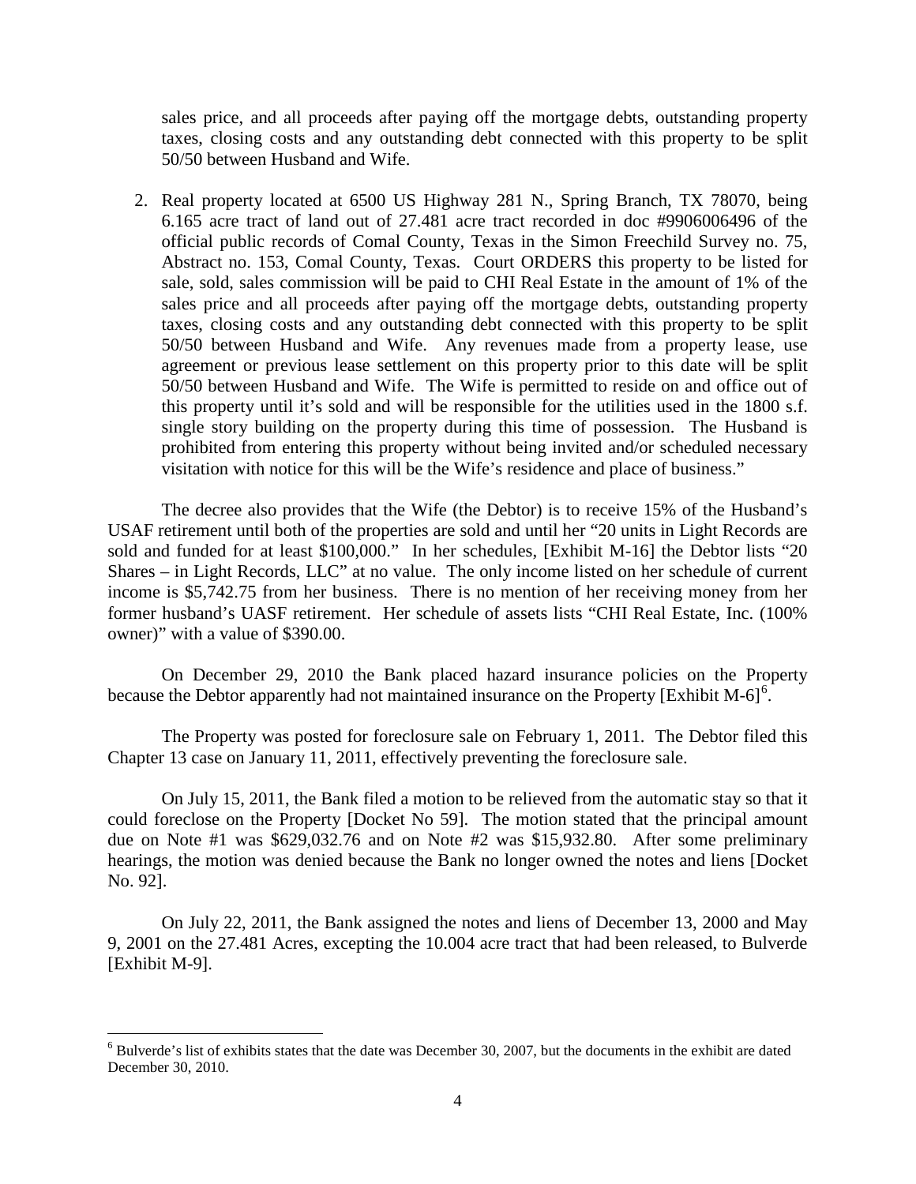sales price, and all proceeds after paying off the mortgage debts, outstanding property taxes, closing costs and any outstanding debt connected with this property to be split 50/50 between Husband and Wife.

2. Real property located at 6500 US Highway 281 N., Spring Branch, TX 78070, being 6.165 acre tract of land out of 27.481 acre tract recorded in doc #9906006496 of the official public records of Comal County, Texas in the Simon Freechild Survey no. 75, Abstract no. 153, Comal County, Texas. Court ORDERS this property to be listed for sale, sold, sales commission will be paid to CHI Real Estate in the amount of 1% of the sales price and all proceeds after paying off the mortgage debts, outstanding property taxes, closing costs and any outstanding debt connected with this property to be split 50/50 between Husband and Wife. Any revenues made from a property lease, use agreement or previous lease settlement on this property prior to this date will be split 50/50 between Husband and Wife. The Wife is permitted to reside on and office out of this property until it's sold and will be responsible for the utilities used in the 1800 s.f. single story building on the property during this time of possession. The Husband is prohibited from entering this property without being invited and/or scheduled necessary visitation with notice for this will be the Wife's residence and place of business."

The decree also provides that the Wife (the Debtor) is to receive 15% of the Husband's USAF retirement until both of the properties are sold and until her "20 units in Light Records are sold and funded for at least $100,000." In her schedules, [Exhibit M-16] the Debtor lists "20 Shares – in Light Records, LLC" at no value. The only income listed on her schedule of current income is $5,742.75 from her business. There is no mention of her receiving money from her former husband's UASF retirement. Her schedule of assets lists "CHI Real Estate, Inc. (100% owner)" with a value of $390.00.

On December 29, 2010 the Bank placed hazard insurance policies on the Property because the Debtor apparently had not maintained insurance on the Property [Exhibit M-6][6].

The Property was posted for foreclosure sale on February 1, 2011. The Debtor filed this Chapter 13 case on January 11, 2011, effectively preventing the foreclosure sale.

On July 15, 2011, the Bank filed a motion to be relieved from the automatic stay so that it could foreclose on the Property [Docket No 59]. The motion stated that the principal amount due on Note #1 was $629,032.76 and on Note #2 was $15,932.80. After some preliminary hearings, the motion was denied because the Bank no longer owned the notes and liens [Docket No. 92].

On July 22, 2011, the Bank assigned the notes and liens of December 13, 2000 and May 9, 2001 on the 27.481 Acres, excepting the 10.004 acre tract that had been released, to Bulverde [Exhibit M-9].

[6] Bulverde's list of exhibits states that the date was December 30, 2007, but the documents in the exhibit are dated December 30, 2010.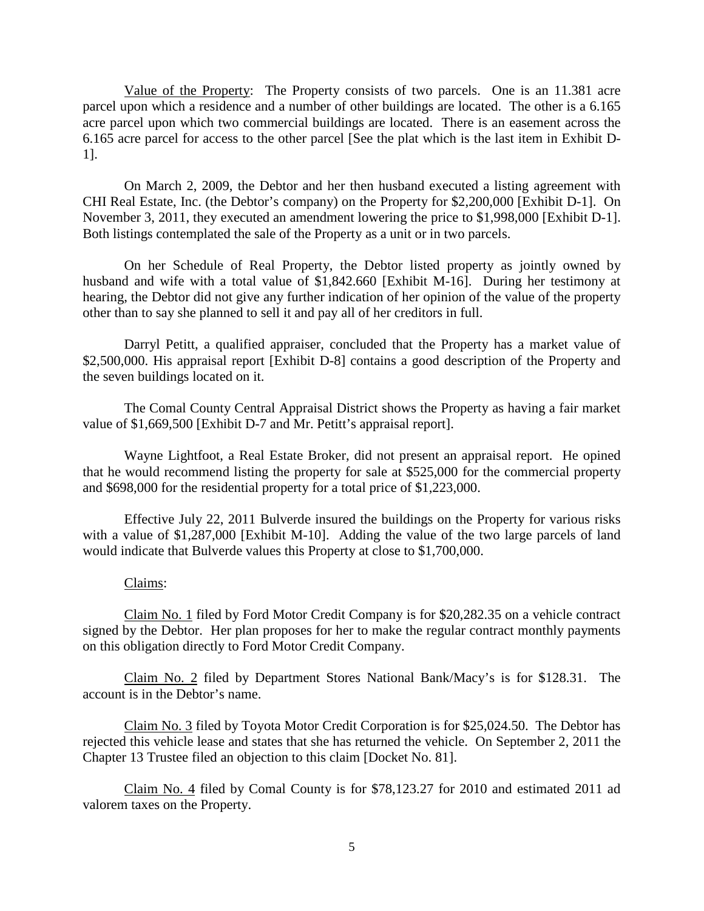Value of the Property: The Property consists of two parcels. One is an 11.381 acre parcel upon which a residence and a number of other buildings are located. The other is a 6.165 acre parcel upon which two commercial buildings are located. There is an easement across the 6.165 acre parcel for access to the other parcel [See the plat which is the last item in Exhibit D-1].

On March 2, 2009, the Debtor and her then husband executed a listing agreement with CHI Real Estate, Inc. (the Debtor's company) on the Property for $2,200,000 [Exhibit D-1]. On November 3, 2011, they executed an amendment lowering the price to $1,998,000 [Exhibit D-1]. Both listings contemplated the sale of the Property as a unit or in two parcels.

On her Schedule of Real Property, the Debtor listed property as jointly owned by husband and wife with a total value of $1,842.660 [Exhibit M-16]. During her testimony at hearing, the Debtor did not give any further indication of her opinion of the value of the property other than to say she planned to sell it and pay all of her creditors in full.

Darryl Petitt, a qualified appraiser, concluded that the Property has a market value of $2,500,000. His appraisal report [Exhibit D-8] contains a good description of the Property and the seven buildings located on it.

The Comal County Central Appraisal District shows the Property as having a fair market value of $1,669,500 [Exhibit D-7 and Mr. Petitt's appraisal report].

Wayne Lightfoot, a Real Estate Broker, did not present an appraisal report. He opined that he would recommend listing the property for sale at $525,000 for the commercial property and $698,000 for the residential property for a total price of $1,223,000.

Effective July 22, 2011 Bulverde insured the buildings on the Property for various risks with a value of $1,287,000 [Exhibit M-10]. Adding the value of the two large parcels of land would indicate that Bulverde values this Property at close to $1,700,000.

Claims:

Claim No. 1 filed by Ford Motor Credit Company is for $20,282.35 on a vehicle contract signed by the Debtor. Her plan proposes for her to make the regular contract monthly payments on this obligation directly to Ford Motor Credit Company.

Claim No. 2 filed by Department Stores National Bank/Macy's is for $128.31. The account is in the Debtor's name.

Claim No. 3 filed by Toyota Motor Credit Corporation is for $25,024.50. The Debtor has rejected this vehicle lease and states that she has returned the vehicle. On September 2, 2011 the Chapter 13 Trustee filed an objection to this claim [Docket No. 81].

Claim No. 4 filed by Comal County is for $78,123.27 for 2010 and estimated 2011 ad valorem taxes on the Property.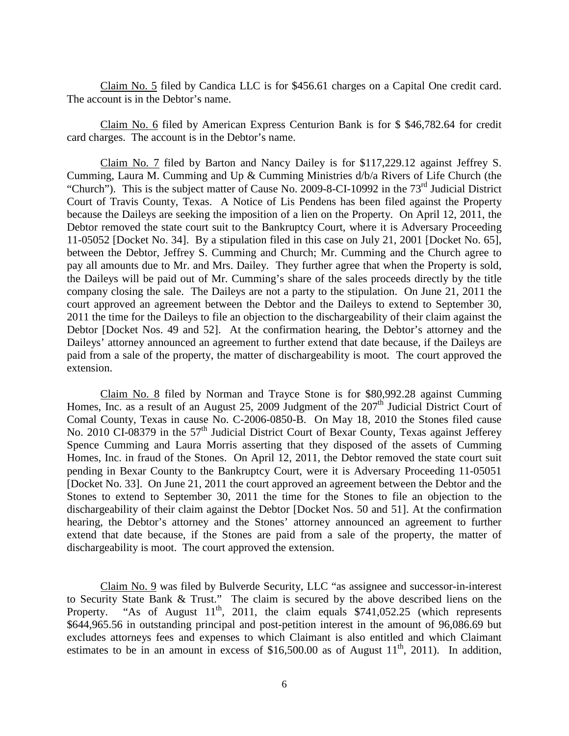Claim No. 5 filed by Candica LLC is for \$456.61 charges on a Capital One credit card. The account is in the Debtor's name.

Claim No. 6 filed by American Express Centurion Bank is for \$ \$46,782.64 for credit card charges. The account is in the Debtor's name.

Claim No. 7 filed by Barton and Nancy Dailey is for \$117,229.12 against Jeffrey S. Cumming, Laura M. Cumming and Up & Cumming Ministries d/b/a Rivers of Life Church (the "Church"). This is the subject matter of Cause No. 2009-8-CI-10992 in the 73rd Judicial District Court of Travis County, Texas. A Notice of Lis Pendens has been filed against the Property because the Daileys are seeking the imposition of a lien on the Property. On April 12, 2011, the Debtor removed the state court suit to the Bankruptcy Court, where it is Adversary Proceeding 11-05052 [Docket No. 34]. By a stipulation filed in this case on July 21, 2001 [Docket No. 65], between the Debtor, Jeffrey S. Cumming and Church; Mr. Cumming and the Church agree to pay all amounts due to Mr. and Mrs. Dailey. They further agree that when the Property is sold, the Daileys will be paid out of Mr. Cumming's share of the sales proceeds directly by the title company closing the sale. The Daileys are not a party to the stipulation. On June 21, 2011 the court approved an agreement between the Debtor and the Daileys to extend to September 30, 2011 the time for the Daileys to file an objection to the dischargeability of their claim against the Debtor [Docket Nos. 49 and 52]. At the confirmation hearing, the Debtor's attorney and the Daileys' attorney announced an agreement to further extend that date because, if the Daileys are paid from a sale of the property, the matter of dischargeability is moot. The court approved the extension.

Claim No. 8 filed by Norman and Trayce Stone is for \$80,992.28 against Cumming Homes, Inc. as a result of an August 25, 2009 Judgment of the 207th Judicial District Court of Comal County, Texas in cause No. C-2006-0850-B. On May 18, 2010 the Stones filed cause No. 2010 CI-08379 in the 57th Judicial District Court of Bexar County, Texas against Jefferey Spence Cumming and Laura Morris asserting that they disposed of the assets of Cumming Homes, Inc. in fraud of the Stones. On April 12, 2011, the Debtor removed the state court suit pending in Bexar County to the Bankruptcy Court, were it is Adversary Proceeding 11-05051 [Docket No. 33]. On June 21, 2011 the court approved an agreement between the Debtor and the Stones to extend to September 30, 2011 the time for the Stones to file an objection to the dischargeability of their claim against the Debtor [Docket Nos. 50 and 51]. At the confirmation hearing, the Debtor's attorney and the Stones' attorney announced an agreement to further extend that date because, if the Stones are paid from a sale of the property, the matter of dischargeability is moot. The court approved the extension.

Claim No. 9 was filed by Bulverde Security, LLC "as assignee and successor-in-interest to Security State Bank & Trust." The claim is secured by the above described liens on the Property. "As of August 11th, 2011, the claim equals \$741,052.25 (which represents \$644,965.56 in outstanding principal and post-petition interest in the amount of 96,086.69 but excludes attorneys fees and expenses to which Claimant is also entitled and which Claimant estimates to be in an amount in excess of \$16,500.00 as of August 11th, 2011). In addition,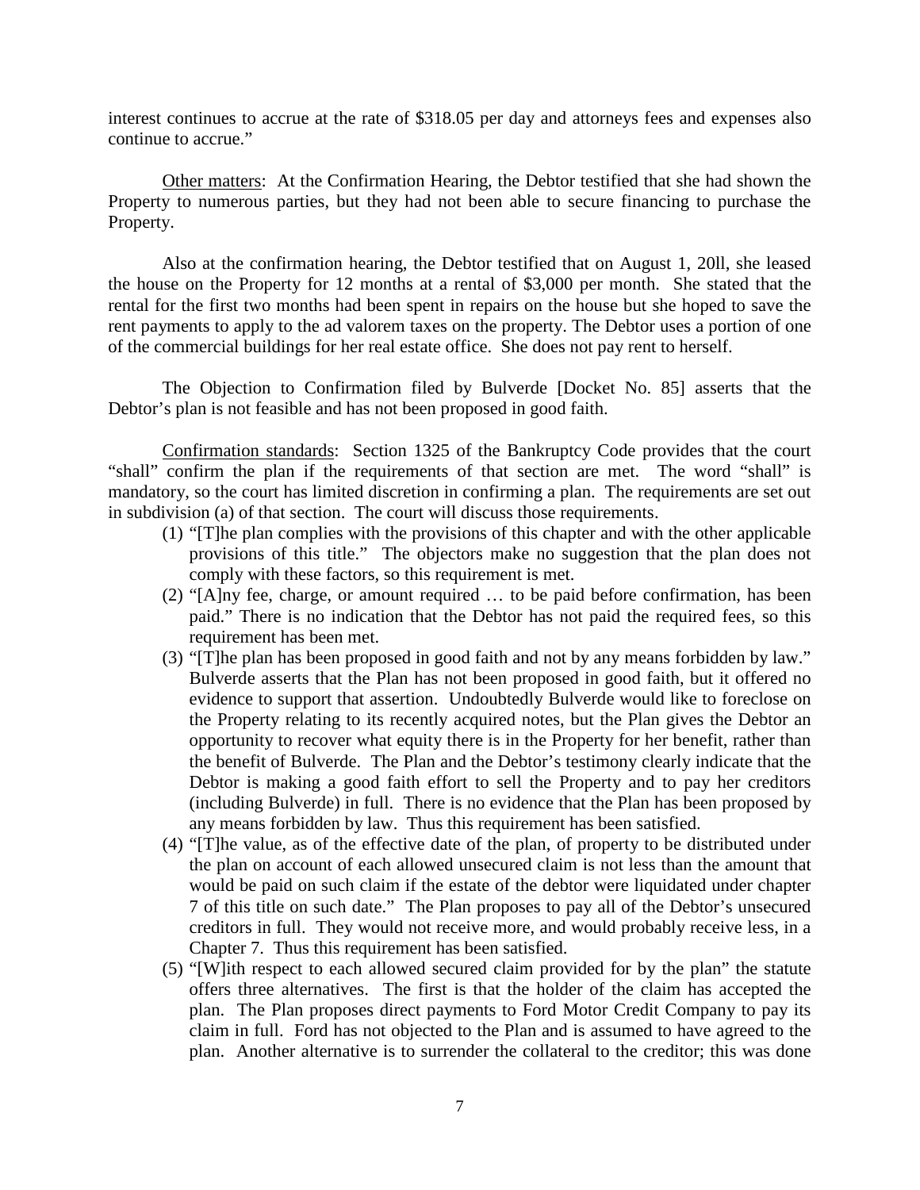interest continues to accrue at the rate of $318.05 per day and attorneys fees and expenses also continue to accrue."

Other matters: At the Confirmation Hearing, the Debtor testified that she had shown the Property to numerous parties, but they had not been able to secure financing to purchase the Property.

Also at the confirmation hearing, the Debtor testified that on August 1, 20ll, she leased the house on the Property for 12 months at a rental of $3,000 per month. She stated that the rental for the first two months had been spent in repairs on the house but she hoped to save the rent payments to apply to the ad valorem taxes on the property. The Debtor uses a portion of one of the commercial buildings for her real estate office. She does not pay rent to herself.

The Objection to Confirmation filed by Bulverde [Docket No. 85] asserts that the Debtor's plan is not feasible and has not been proposed in good faith.

Confirmation standards: Section 1325 of the Bankruptcy Code provides that the court "shall" confirm the plan if the requirements of that section are met. The word "shall" is mandatory, so the court has limited discretion in confirming a plan. The requirements are set out in subdivision (a) of that section. The court will discuss those requirements.

(1) "[T]he plan complies with the provisions of this chapter and with the other applicable provisions of this title." The objectors make no suggestion that the plan does not comply with these factors, so this requirement is met.
(2) "[A]ny fee, charge, or amount required … to be paid before confirmation, has been paid." There is no indication that the Debtor has not paid the required fees, so this requirement has been met.
(3) "[T]he plan has been proposed in good faith and not by any means forbidden by law." Bulverde asserts that the Plan has not been proposed in good faith, but it offered no evidence to support that assertion. Undoubtedly Bulverde would like to foreclose on the Property relating to its recently acquired notes, but the Plan gives the Debtor an opportunity to recover what equity there is in the Property for her benefit, rather than the benefit of Bulverde. The Plan and the Debtor's testimony clearly indicate that the Debtor is making a good faith effort to sell the Property and to pay her creditors (including Bulverde) in full. There is no evidence that the Plan has been proposed by any means forbidden by law. Thus this requirement has been satisfied.
(4) "[T]he value, as of the effective date of the plan, of property to be distributed under the plan on account of each allowed unsecured claim is not less than the amount that would be paid on such claim if the estate of the debtor were liquidated under chapter 7 of this title on such date." The Plan proposes to pay all of the Debtor's unsecured creditors in full. They would not receive more, and would probably receive less, in a Chapter 7. Thus this requirement has been satisfied.
(5) "[W]ith respect to each allowed secured claim provided for by the plan" the statute offers three alternatives. The first is that the holder of the claim has accepted the plan. The Plan proposes direct payments to Ford Motor Credit Company to pay its claim in full. Ford has not objected to the Plan and is assumed to have agreed to the plan. Another alternative is to surrender the collateral to the creditor; this was done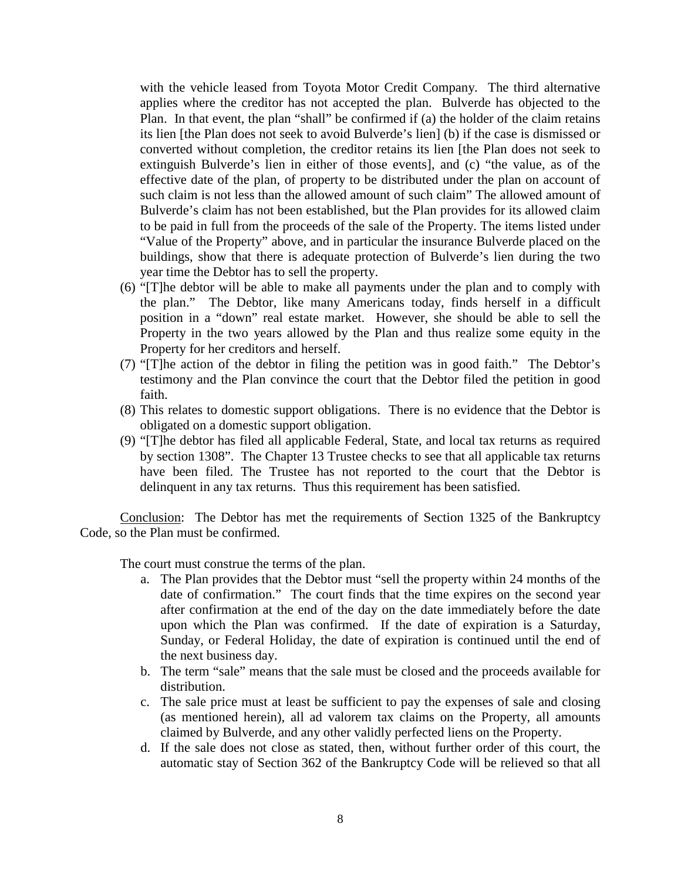with the vehicle leased from Toyota Motor Credit Company. The third alternative applies where the creditor has not accepted the plan. Bulverde has objected to the Plan. In that event, the plan "shall" be confirmed if (a) the holder of the claim retains its lien [the Plan does not seek to avoid Bulverde's lien] (b) if the case is dismissed or converted without completion, the creditor retains its lien [the Plan does not seek to extinguish Bulverde's lien in either of those events], and (c) "the value, as of the effective date of the plan, of property to be distributed under the plan on account of such claim is not less than the allowed amount of such claim" The allowed amount of Bulverde's claim has not been established, but the Plan provides for its allowed claim to be paid in full from the proceeds of the sale of the Property. The items listed under "Value of the Property" above, and in particular the insurance Bulverde placed on the buildings, show that there is adequate protection of Bulverde's lien during the two year time the Debtor has to sell the property.

(6) "[T]he debtor will be able to make all payments under the plan and to comply with the plan." The Debtor, like many Americans today, finds herself in a difficult position in a "down" real estate market. However, she should be able to sell the Property in the two years allowed by the Plan and thus realize some equity in the Property for her creditors and herself.

(7) "[T]he action of the debtor in filing the petition was in good faith." The Debtor's testimony and the Plan convince the court that the Debtor filed the petition in good faith.

(8) This relates to domestic support obligations. There is no evidence that the Debtor is obligated on a domestic support obligation.

(9) "[T]he debtor has filed all applicable Federal, State, and local tax returns as required by section 1308". The Chapter 13 Trustee checks to see that all applicable tax returns have been filed. The Trustee has not reported to the court that the Debtor is delinquent in any tax returns. Thus this requirement has been satisfied.

<u>Conclusion</u>: The Debtor has met the requirements of Section 1325 of the Bankruptcy Code, so the Plan must be confirmed.

The court must construe the terms of the plan.

a. The Plan provides that the Debtor must "sell the property within 24 months of the date of confirmation." The court finds that the time expires on the second year after confirmation at the end of the day on the date immediately before the date upon which the Plan was confirmed. If the date of expiration is a Saturday, Sunday, or Federal Holiday, the date of expiration is continued until the end of the next business day.
b. The term "sale" means that the sale must be closed and the proceeds available for distribution.
c. The sale price must at least be sufficient to pay the expenses of sale and closing (as mentioned herein), all ad valorem tax claims on the Property, all amounts claimed by Bulverde, and any other validly perfected liens on the Property.
d. If the sale does not close as stated, then, without further order of this court, the automatic stay of Section 362 of the Bankruptcy Code will be relieved so that all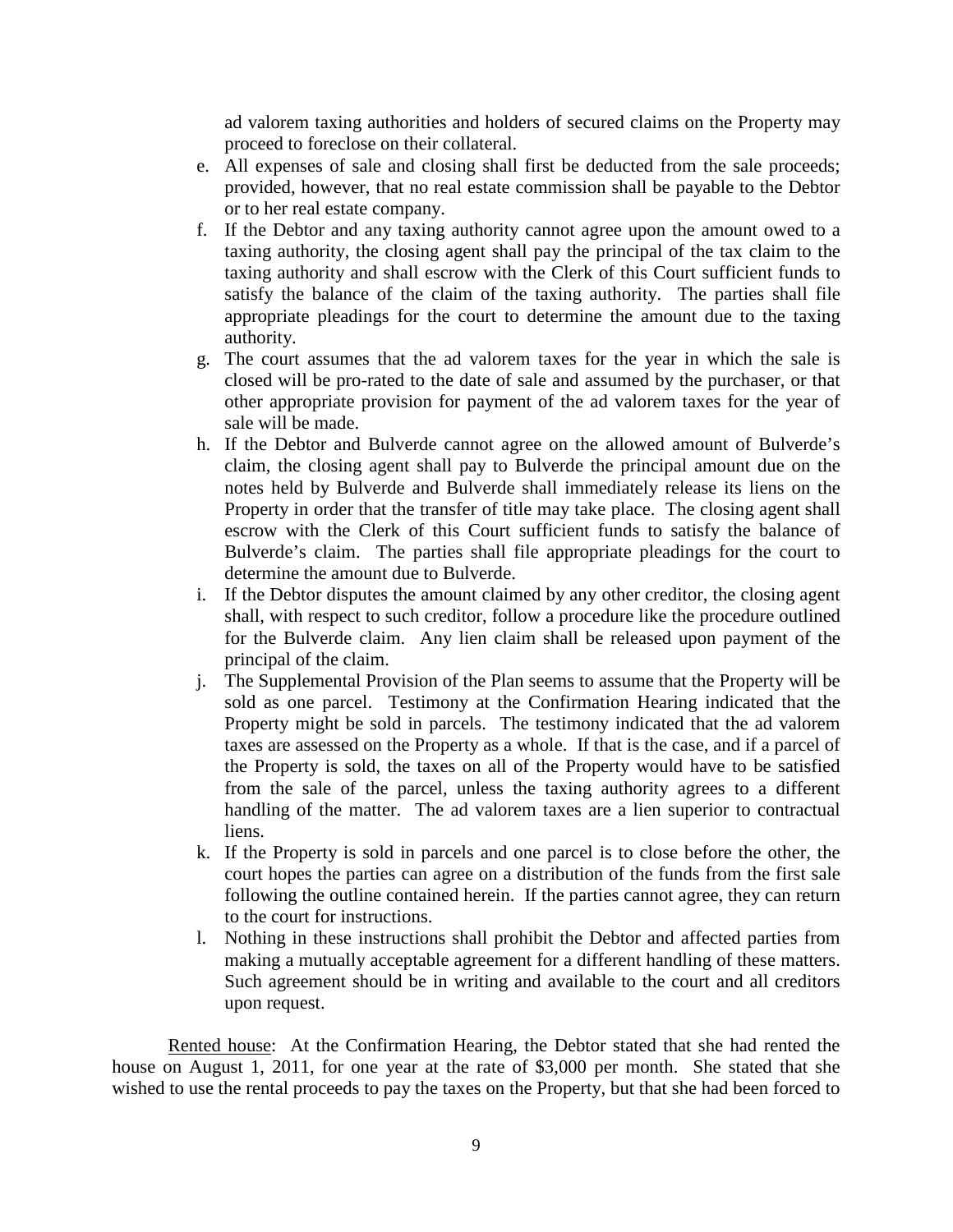ad valorem taxing authorities and holders of secured claims on the Property may proceed to foreclose on their collateral.

e. All expenses of sale and closing shall first be deducted from the sale proceeds; provided, however, that no real estate commission shall be payable to the Debtor or to her real estate company.

f. If the Debtor and any taxing authority cannot agree upon the amount owed to a taxing authority, the closing agent shall pay the principal of the tax claim to the taxing authority and shall escrow with the Clerk of this Court sufficient funds to satisfy the balance of the claim of the taxing authority. The parties shall file appropriate pleadings for the court to determine the amount due to the taxing authority.

g. The court assumes that the ad valorem taxes for the year in which the sale is closed will be pro-rated to the date of sale and assumed by the purchaser, or that other appropriate provision for payment of the ad valorem taxes for the year of sale will be made.

h. If the Debtor and Bulverde cannot agree on the allowed amount of Bulverde's claim, the closing agent shall pay to Bulverde the principal amount due on the notes held by Bulverde and Bulverde shall immediately release its liens on the Property in order that the transfer of title may take place. The closing agent shall escrow with the Clerk of this Court sufficient funds to satisfy the balance of Bulverde's claim. The parties shall file appropriate pleadings for the court to determine the amount due to Bulverde.

i. If the Debtor disputes the amount claimed by any other creditor, the closing agent shall, with respect to such creditor, follow a procedure like the procedure outlined for the Bulverde claim. Any lien claim shall be released upon payment of the principal of the claim.

j. The Supplemental Provision of the Plan seems to assume that the Property will be sold as one parcel. Testimony at the Confirmation Hearing indicated that the Property might be sold in parcels. The testimony indicated that the ad valorem taxes are assessed on the Property as a whole. If that is the case, and if a parcel of the Property is sold, the taxes on all of the Property would have to be satisfied from the sale of the parcel, unless the taxing authority agrees to a different handling of the matter. The ad valorem taxes are a lien superior to contractual liens.

k. If the Property is sold in parcels and one parcel is to close before the other, the court hopes the parties can agree on a distribution of the funds from the first sale following the outline contained herein. If the parties cannot agree, they can return to the court for instructions.

l. Nothing in these instructions shall prohibit the Debtor and affected parties from making a mutually acceptable agreement for a different handling of these matters. Such agreement should be in writing and available to the court and all creditors upon request.

<u>Rented house</u>: At the Confirmation Hearing, the Debtor stated that she had rented the house on August 1, 2011, for one year at the rate of $3,000 per month. She stated that she wished to use the rental proceeds to pay the taxes on the Property, but that she had been forced to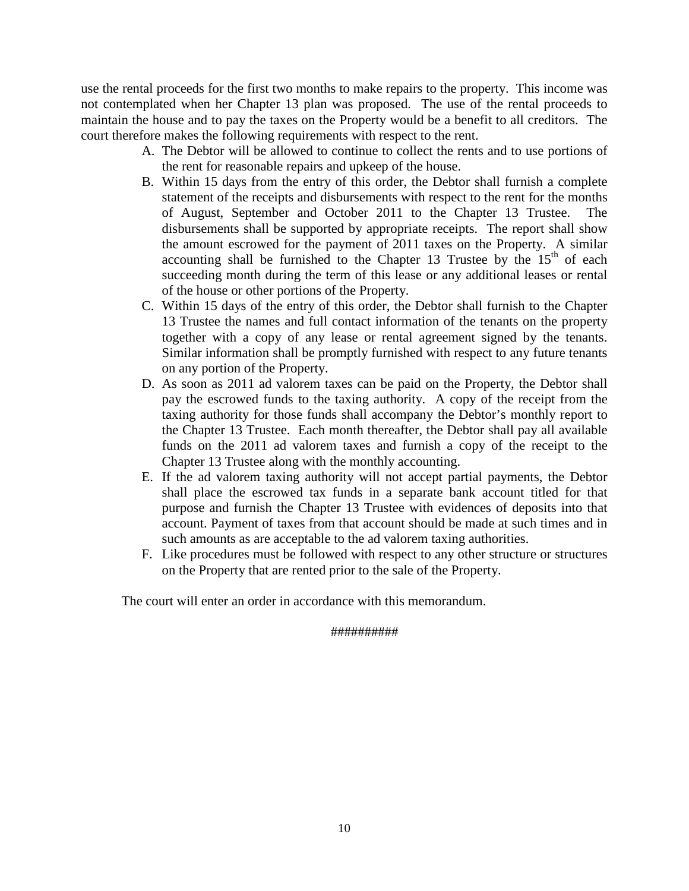use the rental proceeds for the first two months to make repairs to the property. This income was not contemplated when her Chapter 13 plan was proposed. The use of the rental proceeds to maintain the house and to pay the taxes on the Property would be a benefit to all creditors. The court therefore makes the following requirements with respect to the rent.

A. The Debtor will be allowed to continue to collect the rents and to use portions of the rent for reasonable repairs and upkeep of the house.
B. Within 15 days from the entry of this order, the Debtor shall furnish a complete statement of the receipts and disbursements with respect to the rent for the months of August, September and October 2011 to the Chapter 13 Trustee. The disbursements shall be supported by appropriate receipts. The report shall show the amount escrowed for the payment of 2011 taxes on the Property. A similar accounting shall be furnished to the Chapter 13 Trustee by the 15th of each succeeding month during the term of this lease or any additional leases or rental of the house or other portions of the Property.
C. Within 15 days of the entry of this order, the Debtor shall furnish to the Chapter 13 Trustee the names and full contact information of the tenants on the property together with a copy of any lease or rental agreement signed by the tenants. Similar information shall be promptly furnished with respect to any future tenants on any portion of the Property.
D. As soon as 2011 ad valorem taxes can be paid on the Property, the Debtor shall pay the escrowed funds to the taxing authority. A copy of the receipt from the taxing authority for those funds shall accompany the Debtor's monthly report to the Chapter 13 Trustee. Each month thereafter, the Debtor shall pay all available funds on the 2011 ad valorem taxes and furnish a copy of the receipt to the Chapter 13 Trustee along with the monthly accounting.
E. If the ad valorem taxing authority will not accept partial payments, the Debtor shall place the escrowed tax funds in a separate bank account titled for that purpose and furnish the Chapter 13 Trustee with evidences of deposits into that account. Payment of taxes from that account should be made at such times and in such amounts as are acceptable to the ad valorem taxing authorities.
F. Like procedures must be followed with respect to any other structure or structures on the Property that are rented prior to the sale of the Property.

The court will enter an order in accordance with this memorandum.

##########